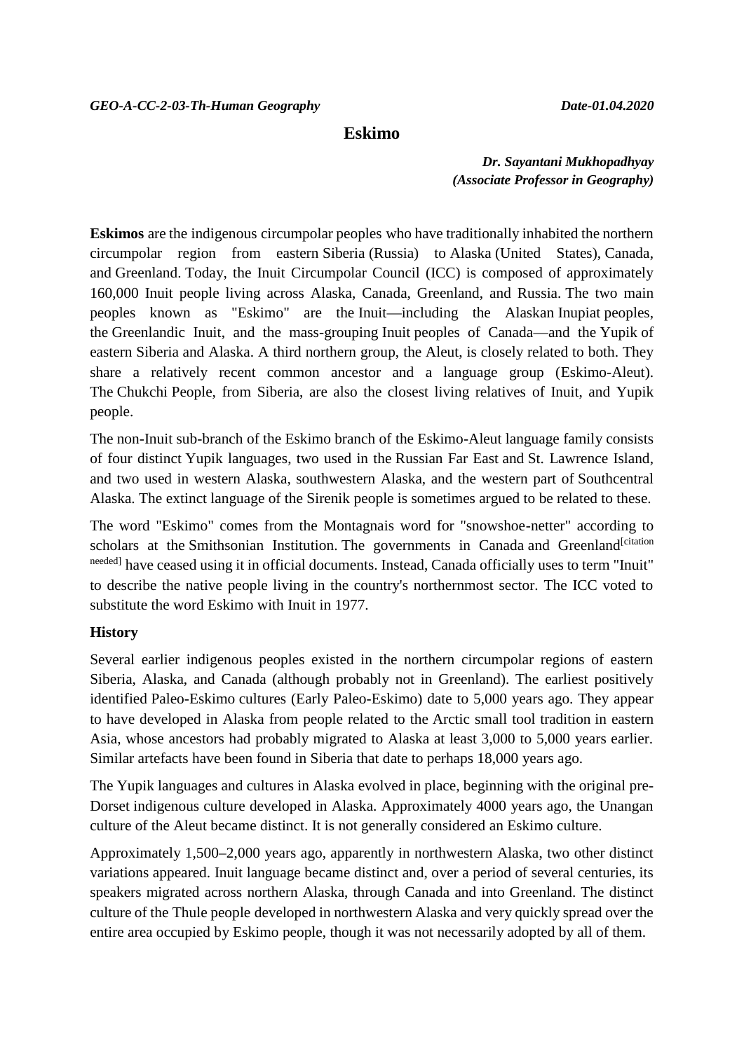*GEO-A-CC-2-03-Th-Human Geography* *Date-01.04.2020*

# Eskimo

***Dr. Sayantani Mukhopadhyay***
***(Associate Professor in Geography)***

**Eskimos** are the indigenous circumpolar peoples who have traditionally inhabited the northern circumpolar region from eastern Siberia (Russia) to Alaska (United States), Canada, and Greenland. Today, the Inuit Circumpolar Council (ICC) is composed of approximately 160,000 Inuit people living across Alaska, Canada, Greenland, and Russia. The two main peoples known as "Eskimo" are the Inuit—including the Alaskan Inupiat peoples, the Greenlandic Inuit, and the mass-grouping Inuit peoples of Canada—and the Yupik of eastern Siberia and Alaska. A third northern group, the Aleut, is closely related to both. They share a relatively recent common ancestor and a language group (Eskimo-Aleut). The Chukchi People, from Siberia, are also the closest living relatives of Inuit, and Yupik people.

The non-Inuit sub-branch of the Eskimo branch of the Eskimo-Aleut language family consists of four distinct Yupik languages, two used in the Russian Far East and St. Lawrence Island, and two used in western Alaska, southwestern Alaska, and the western part of Southcentral Alaska. The extinct language of the Sirenik people is sometimes argued to be related to these.

The word "Eskimo" comes from the Montagnais word for "snowshoe-netter" according to scholars at the Smithsonian Institution. The governments in Canada and Greenland[citation needed] have ceased using it in official documents. Instead, Canada officially uses to term "Inuit" to describe the native people living in the country's northernmost sector. The ICC voted to substitute the word Eskimo with Inuit in 1977.

### History

Several earlier indigenous peoples existed in the northern circumpolar regions of eastern Siberia, Alaska, and Canada (although probably not in Greenland). The earliest positively identified Paleo-Eskimo cultures (Early Paleo-Eskimo) date to 5,000 years ago. They appear to have developed in Alaska from people related to the Arctic small tool tradition in eastern Asia, whose ancestors had probably migrated to Alaska at least 3,000 to 5,000 years earlier. Similar artefacts have been found in Siberia that date to perhaps 18,000 years ago.

The Yupik languages and cultures in Alaska evolved in place, beginning with the original pre-Dorset indigenous culture developed in Alaska. Approximately 4000 years ago, the Unangan culture of the Aleut became distinct. It is not generally considered an Eskimo culture.

Approximately 1,500–2,000 years ago, apparently in northwestern Alaska, two other distinct variations appeared. Inuit language became distinct and, over a period of several centuries, its speakers migrated across northern Alaska, through Canada and into Greenland. The distinct culture of the Thule people developed in northwestern Alaska and very quickly spread over the entire area occupied by Eskimo people, though it was not necessarily adopted by all of them.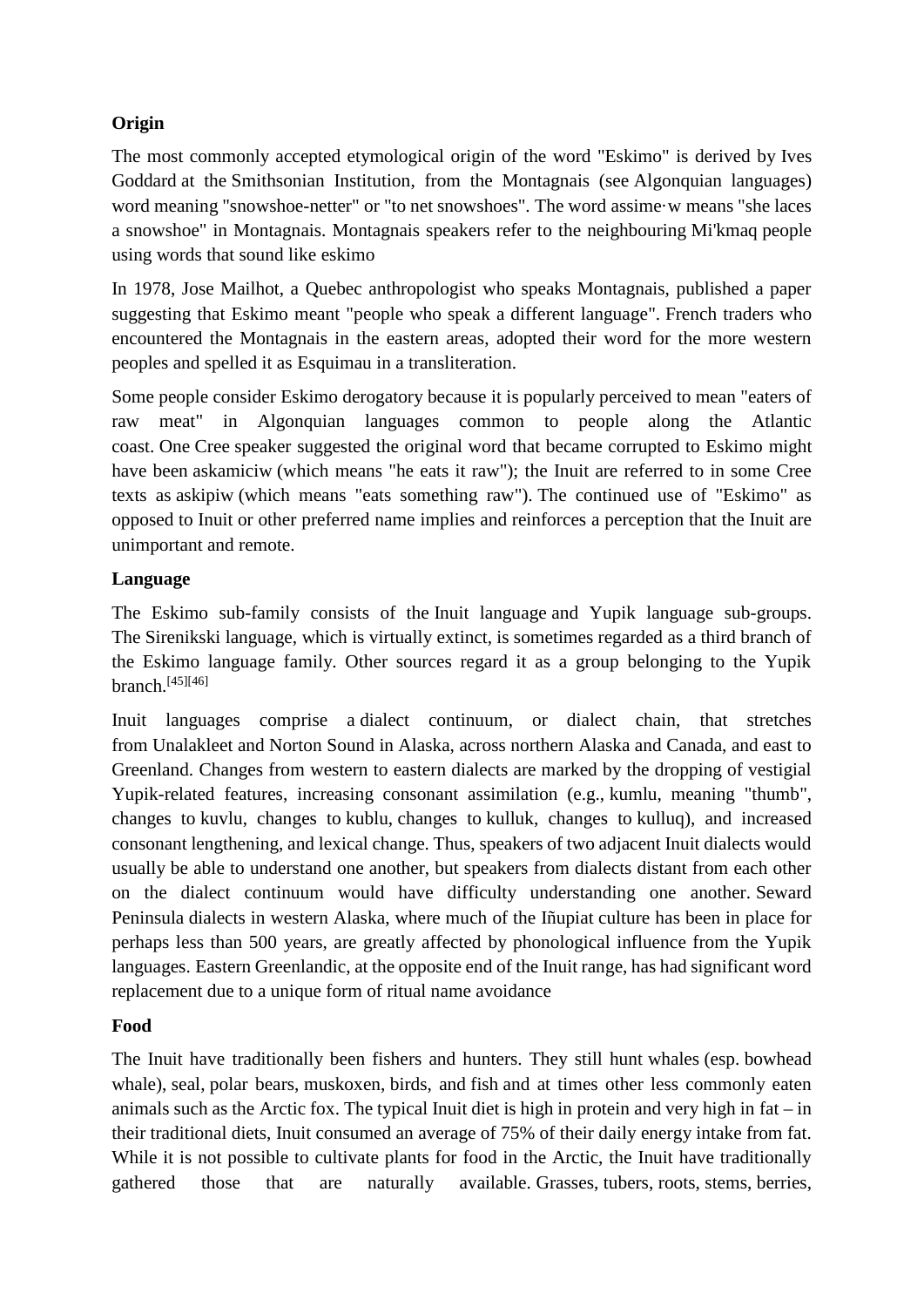**Origin**

The most commonly accepted etymological origin of the word "Eskimo" is derived by Ives Goddard at the Smithsonian Institution, from the Montagnais (see Algonquian languages) word meaning "snowshoe-netter" or "to net snowshoes". The word assime·w means "she laces a snowshoe" in Montagnais. Montagnais speakers refer to the neighbouring Mi'kmaq people using words that sound like eskimo

In 1978, Jose Mailhot, a Quebec anthropologist who speaks Montagnais, published a paper suggesting that Eskimo meant "people who speak a different language". French traders who encountered the Montagnais in the eastern areas, adopted their word for the more western peoples and spelled it as Esquimau in a transliteration.

Some people consider Eskimo derogatory because it is popularly perceived to mean "eaters of raw meat" in Algonquian languages common to people along the Atlantic coast. One Cree speaker suggested the original word that became corrupted to Eskimo might have been askamiciw (which means "he eats it raw"); the Inuit are referred to in some Cree texts as askipiw (which means "eats something raw"). The continued use of "Eskimo" as opposed to Inuit or other preferred name implies and reinforces a perception that the Inuit are unimportant and remote.

**Language**

The Eskimo sub-family consists of the Inuit language and Yupik language sub-groups. The Sirenikski language, which is virtually extinct, is sometimes regarded as a third branch of the Eskimo language family. Other sources regard it as a group belonging to the Yupik branch.[45][46]

Inuit languages comprise a dialect continuum, or dialect chain, that stretches from Unalakleet and Norton Sound in Alaska, across northern Alaska and Canada, and east to Greenland. Changes from western to eastern dialects are marked by the dropping of vestigial Yupik-related features, increasing consonant assimilation (e.g., kumlu, meaning "thumb", changes to kuvlu, changes to kublu, changes to kulluk, changes to kulluq), and increased consonant lengthening, and lexical change. Thus, speakers of two adjacent Inuit dialects would usually be able to understand one another, but speakers from dialects distant from each other on the dialect continuum would have difficulty understanding one another. Seward Peninsula dialects in western Alaska, where much of the Iñupiat culture has been in place for perhaps less than 500 years, are greatly affected by phonological influence from the Yupik languages. Eastern Greenlandic, at the opposite end of the Inuit range, has had significant word replacement due to a unique form of ritual name avoidance

**Food**

The Inuit have traditionally been fishers and hunters. They still hunt whales (esp. bowhead whale), seal, polar bears, muskoxen, birds, and fish and at times other less commonly eaten animals such as the Arctic fox. The typical Inuit diet is high in protein and very high in fat – in their traditional diets, Inuit consumed an average of 75% of their daily energy intake from fat. While it is not possible to cultivate plants for food in the Arctic, the Inuit have traditionally gathered those that are naturally available. Grasses, tubers, roots, stems, berries,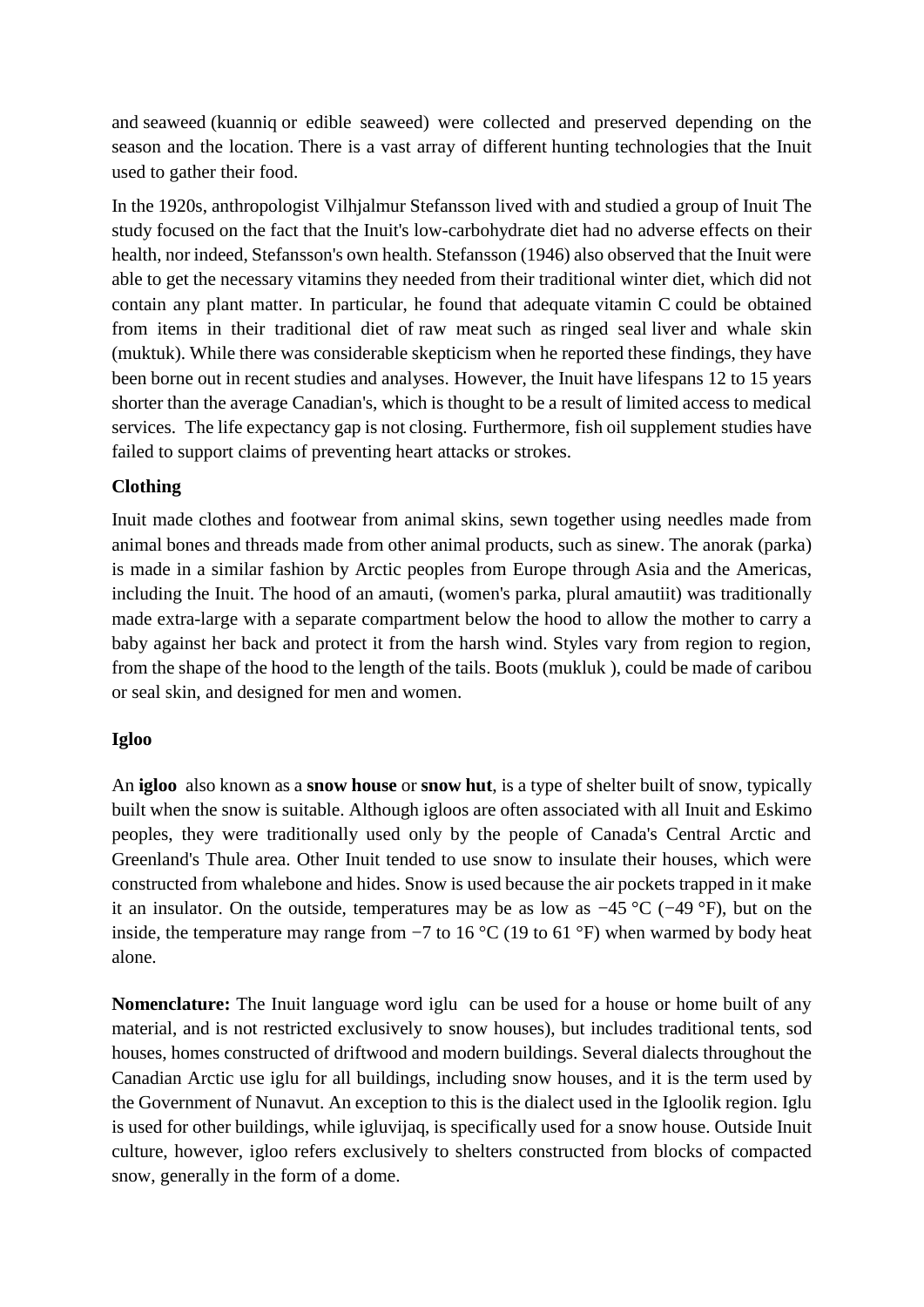and seaweed (kuanniq or edible seaweed) were collected and preserved depending on the season and the location. There is a vast array of different hunting technologies that the Inuit used to gather their food.

In the 1920s, anthropologist Vilhjalmur Stefansson lived with and studied a group of Inuit The study focused on the fact that the Inuit's low-carbohydrate diet had no adverse effects on their health, nor indeed, Stefansson's own health. Stefansson (1946) also observed that the Inuit were able to get the necessary vitamins they needed from their traditional winter diet, which did not contain any plant matter. In particular, he found that adequate vitamin C could be obtained from items in their traditional diet of raw meat such as ringed seal liver and whale skin (muktuk). While there was considerable skepticism when he reported these findings, they have been borne out in recent studies and analyses. However, the Inuit have lifespans 12 to 15 years shorter than the average Canadian's, which is thought to be a result of limited access to medical services. The life expectancy gap is not closing. Furthermore, fish oil supplement studies have failed to support claims of preventing heart attacks or strokes.

**Clothing**

Inuit made clothes and footwear from animal skins, sewn together using needles made from animal bones and threads made from other animal products, such as sinew. The anorak (parka) is made in a similar fashion by Arctic peoples from Europe through Asia and the Americas, including the Inuit. The hood of an amauti, (women's parka, plural amautiit) was traditionally made extra-large with a separate compartment below the hood to allow the mother to carry a baby against her back and protect it from the harsh wind. Styles vary from region to region, from the shape of the hood to the length of the tails. Boots (mukluk ), could be made of caribou or seal skin, and designed for men and women.

**Igloo**

An **igloo** also known as a **snow house** or **snow hut**, is a type of shelter built of snow, typically built when the snow is suitable. Although igloos are often associated with all Inuit and Eskimo peoples, they were traditionally used only by the people of Canada's Central Arctic and Greenland's Thule area. Other Inuit tended to use snow to insulate their houses, which were constructed from whalebone and hides. Snow is used because the air pockets trapped in it make it an insulator. On the outside, temperatures may be as low as −45 °C (−49 °F), but on the inside, the temperature may range from −7 to 16 °C (19 to 61 °F) when warmed by body heat alone.

**Nomenclature:** The Inuit language word iglu can be used for a house or home built of any material, and is not restricted exclusively to snow houses), but includes traditional tents, sod houses, homes constructed of driftwood and modern buildings. Several dialects throughout the Canadian Arctic use iglu for all buildings, including snow houses, and it is the term used by the Government of Nunavut. An exception to this is the dialect used in the Igloolik region. Iglu is used for other buildings, while igluvijaq, is specifically used for a snow house. Outside Inuit culture, however, igloo refers exclusively to shelters constructed from blocks of compacted snow, generally in the form of a dome.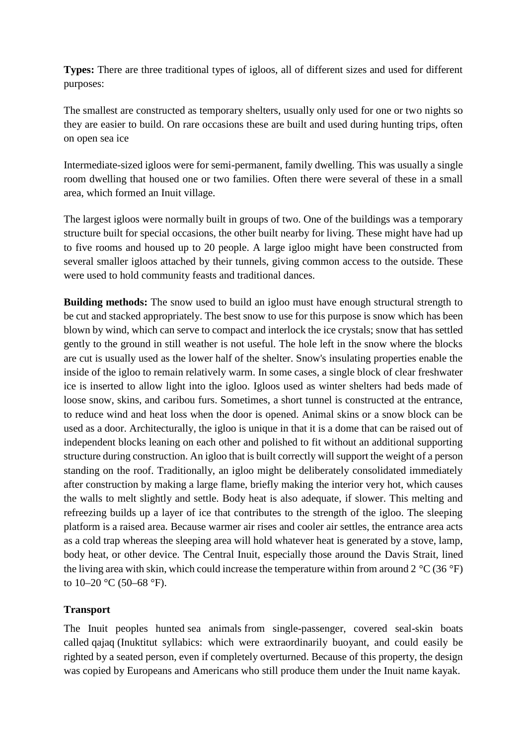**Types:** There are three traditional types of igloos, all of different sizes and used for different purposes:

The smallest are constructed as temporary shelters, usually only used for one or two nights so they are easier to build. On rare occasions these are built and used during hunting trips, often on open sea ice

Intermediate-sized igloos were for semi-permanent, family dwelling. This was usually a single room dwelling that housed one or two families. Often there were several of these in a small area, which formed an Inuit village.

The largest igloos were normally built in groups of two. One of the buildings was a temporary structure built for special occasions, the other built nearby for living. These might have had up to five rooms and housed up to 20 people. A large igloo might have been constructed from several smaller igloos attached by their tunnels, giving common access to the outside. These were used to hold community feasts and traditional dances.

**Building methods:** The snow used to build an igloo must have enough structural strength to be cut and stacked appropriately. The best snow to use for this purpose is snow which has been blown by wind, which can serve to compact and interlock the ice crystals; snow that has settled gently to the ground in still weather is not useful. The hole left in the snow where the blocks are cut is usually used as the lower half of the shelter. Snow's insulating properties enable the inside of the igloo to remain relatively warm. In some cases, a single block of clear freshwater ice is inserted to allow light into the igloo. Igloos used as winter shelters had beds made of loose snow, skins, and caribou furs. Sometimes, a short tunnel is constructed at the entrance, to reduce wind and heat loss when the door is opened. Animal skins or a snow block can be used as a door. Architecturally, the igloo is unique in that it is a dome that can be raised out of independent blocks leaning on each other and polished to fit without an additional supporting structure during construction. An igloo that is built correctly will support the weight of a person standing on the roof. Traditionally, an igloo might be deliberately consolidated immediately after construction by making a large flame, briefly making the interior very hot, which causes the walls to melt slightly and settle. Body heat is also adequate, if slower. This melting and refreezing builds up a layer of ice that contributes to the strength of the igloo. The sleeping platform is a raised area. Because warmer air rises and cooler air settles, the entrance area acts as a cold trap whereas the sleeping area will hold whatever heat is generated by a stove, lamp, body heat, or other device. The Central Inuit, especially those around the Davis Strait, lined the living area with skin, which could increase the temperature within from around 2 °C (36 °F) to 10–20 °C (50–68 °F).

**Transport**

The Inuit peoples hunted sea animals from single-passenger, covered seal-skin boats called qajaq (Inuktitut syllabics: which were extraordinarily buoyant, and could easily be righted by a seated person, even if completely overturned. Because of this property, the design was copied by Europeans and Americans who still produce them under the Inuit name kayak.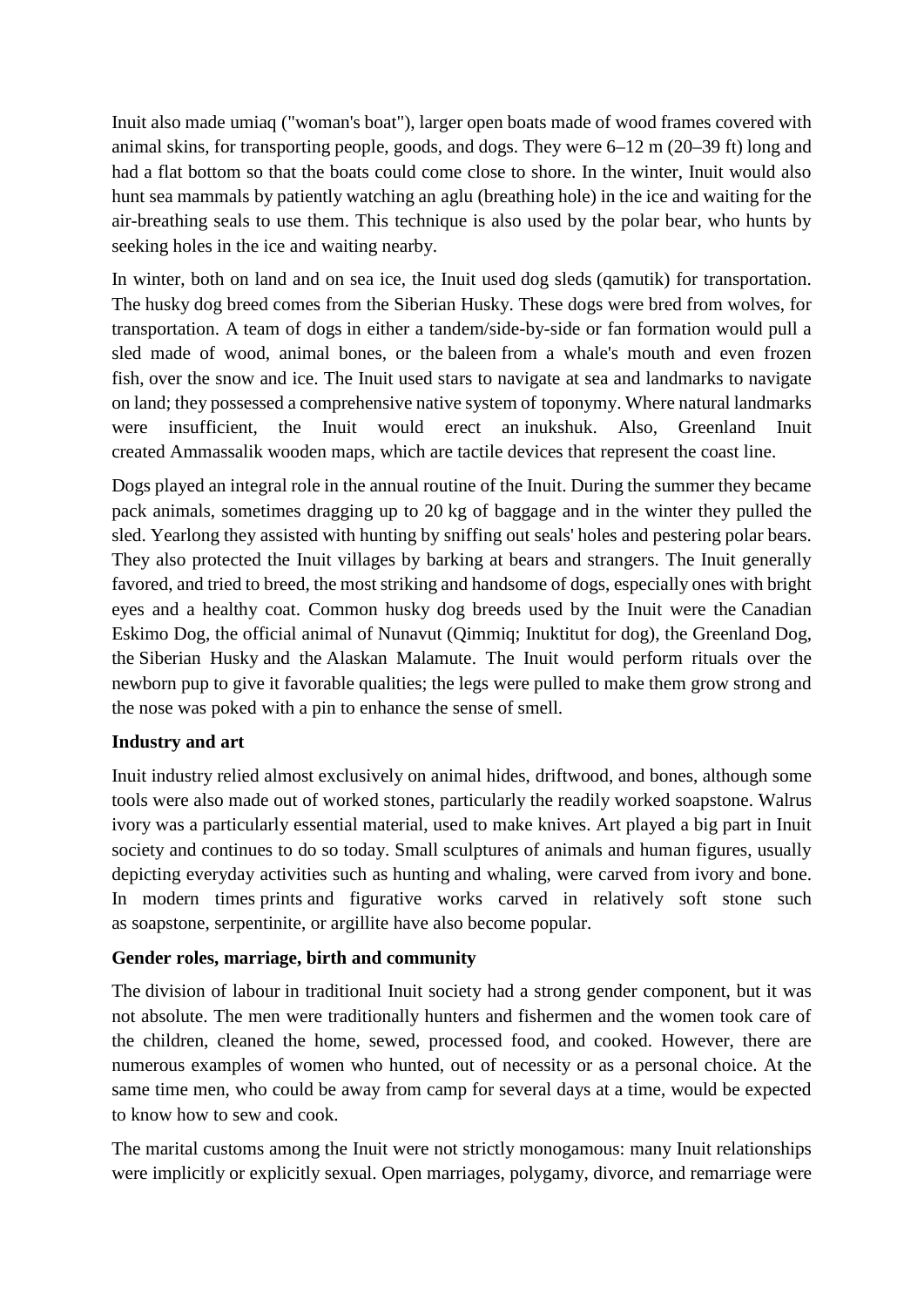Inuit also made umiaq ("woman's boat"), larger open boats made of wood frames covered with animal skins, for transporting people, goods, and dogs. They were 6–12 m (20–39 ft) long and had a flat bottom so that the boats could come close to shore. In the winter, Inuit would also hunt sea mammals by patiently watching an aglu (breathing hole) in the ice and waiting for the air-breathing seals to use them. This technique is also used by the polar bear, who hunts by seeking holes in the ice and waiting nearby.

In winter, both on land and on sea ice, the Inuit used dog sleds (qamutik) for transportation. The husky dog breed comes from the Siberian Husky. These dogs were bred from wolves, for transportation. A team of dogs in either a tandem/side-by-side or fan formation would pull a sled made of wood, animal bones, or the baleen from a whale's mouth and even frozen fish, over the snow and ice. The Inuit used stars to navigate at sea and landmarks to navigate on land; they possessed a comprehensive native system of toponymy. Where natural landmarks were insufficient, the Inuit would erect an inukshuk. Also, Greenland Inuit created Ammassalik wooden maps, which are tactile devices that represent the coast line.

Dogs played an integral role in the annual routine of the Inuit. During the summer they became pack animals, sometimes dragging up to 20 kg of baggage and in the winter they pulled the sled. Yearlong they assisted with hunting by sniffing out seals' holes and pestering polar bears. They also protected the Inuit villages by barking at bears and strangers. The Inuit generally favored, and tried to breed, the most striking and handsome of dogs, especially ones with bright eyes and a healthy coat. Common husky dog breeds used by the Inuit were the Canadian Eskimo Dog, the official animal of Nunavut (Qimmiq; Inuktitut for dog), the Greenland Dog, the Siberian Husky and the Alaskan Malamute. The Inuit would perform rituals over the newborn pup to give it favorable qualities; the legs were pulled to make them grow strong and the nose was poked with a pin to enhance the sense of smell.

**Industry and art**

Inuit industry relied almost exclusively on animal hides, driftwood, and bones, although some tools were also made out of worked stones, particularly the readily worked soapstone. Walrus ivory was a particularly essential material, used to make knives. Art played a big part in Inuit society and continues to do so today. Small sculptures of animals and human figures, usually depicting everyday activities such as hunting and whaling, were carved from ivory and bone. In modern times prints and figurative works carved in relatively soft stone such as soapstone, serpentinite, or argillite have also become popular.

**Gender roles, marriage, birth and community**

The division of labour in traditional Inuit society had a strong gender component, but it was not absolute. The men were traditionally hunters and fishermen and the women took care of the children, cleaned the home, sewed, processed food, and cooked. However, there are numerous examples of women who hunted, out of necessity or as a personal choice. At the same time men, who could be away from camp for several days at a time, would be expected to know how to sew and cook.

The marital customs among the Inuit were not strictly monogamous: many Inuit relationships were implicitly or explicitly sexual. Open marriages, polygamy, divorce, and remarriage were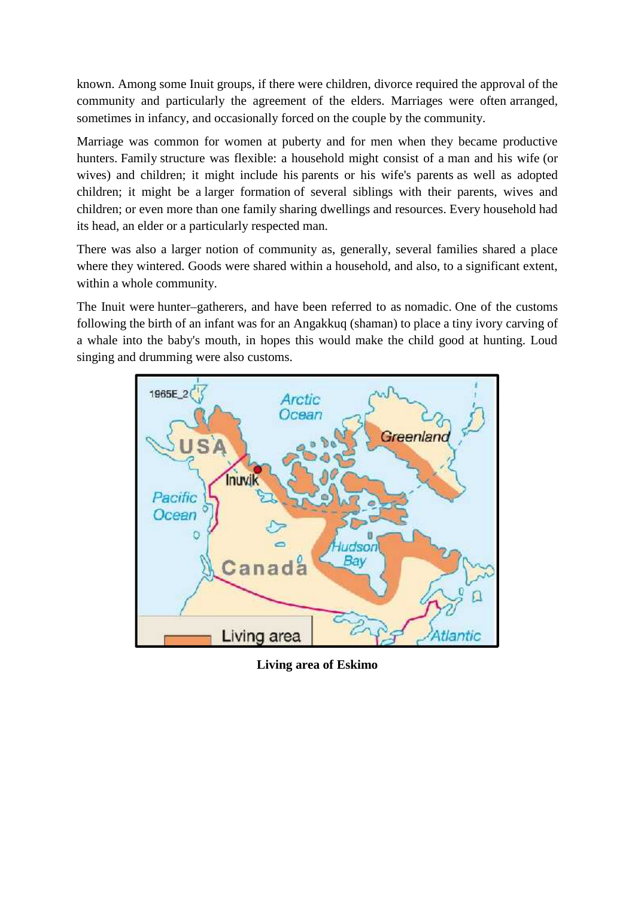known. Among some Inuit groups, if there were children, divorce required the approval of the community and particularly the agreement of the elders. Marriages were often arranged, sometimes in infancy, and occasionally forced on the couple by the community.

Marriage was common for women at puberty and for men when they became productive hunters. Family structure was flexible: a household might consist of a man and his wife (or wives) and children; it might include his parents or his wife's parents as well as adopted children; it might be a larger formation of several siblings with their parents, wives and children; or even more than one family sharing dwellings and resources. Every household had its head, an elder or a particularly respected man.

There was also a larger notion of community as, generally, several families shared a place where they wintered. Goods were shared within a household, and also, to a significant extent, within a whole community.

The Inuit were hunter–gatherers, and have been referred to as nomadic. One of the customs following the birth of an infant was for an Angakkuq (shaman) to place a tiny ivory carving of a whale into the baby's mouth, in hopes this would make the child good at hunting. Loud singing and drumming were also customs.

1965E_2
Arctic Ocean
Greenland
USA
Inuvik
Pacific Ocean
Hudson Bay
Canada
Living area
Atlantic

**Living area of Eskimo**